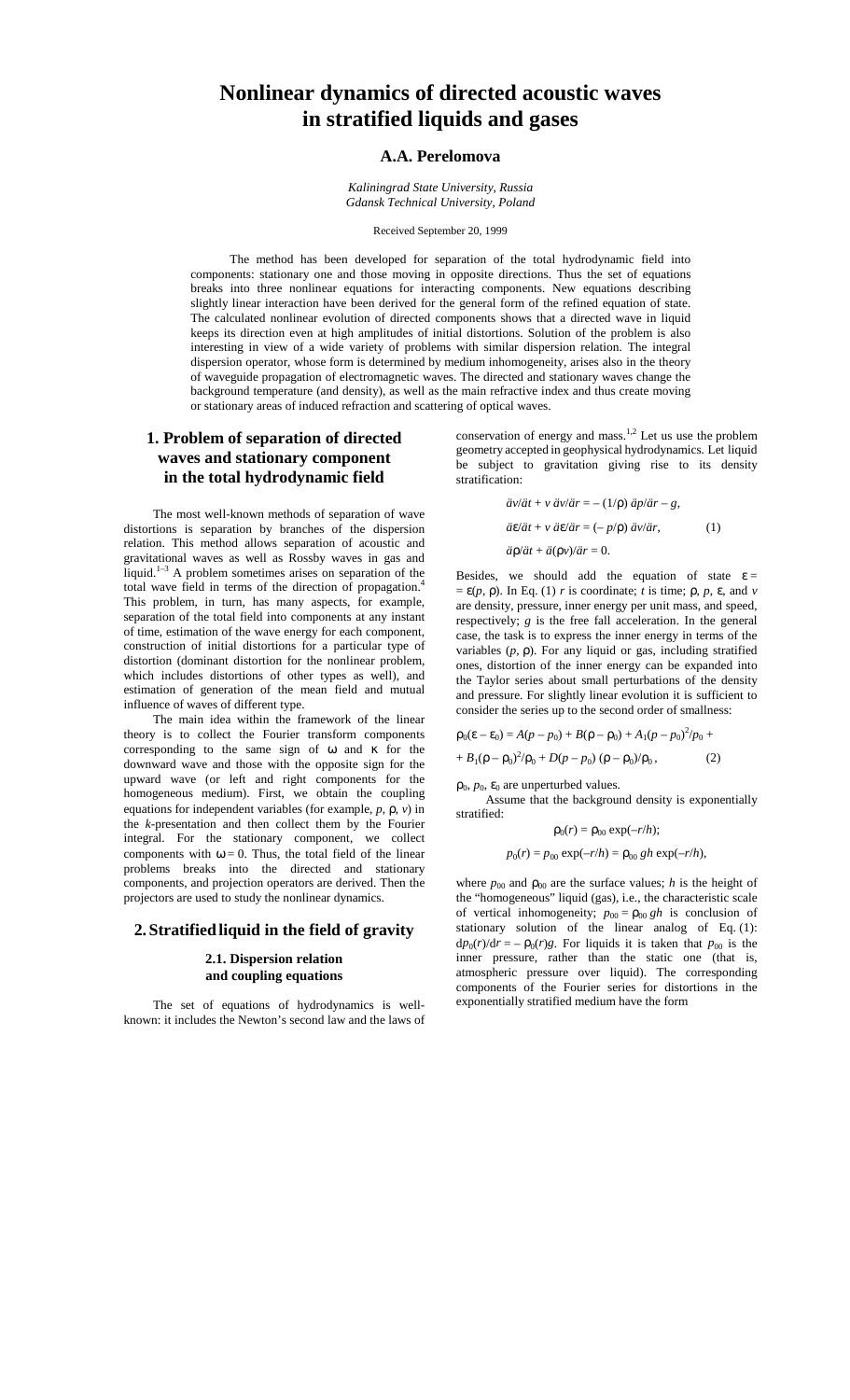# Nonlinear dynamics of directed acoustic waves in stratified liquids and gases

## A.A. Perelomova

*Kaliningrad State University, Russia*
*Gdansk Technical University, Poland*

Received September 20, 1999

The method has been developed for separation of the total hydrodynamic field into components: stationary one and those moving in opposite directions. Thus the set of equations breaks into three nonlinear equations for interacting components. New equations describing slightly linear interaction have been derived for the general form of the refined equation of state. The calculated nonlinear evolution of directed components shows that a directed wave in liquid keeps its direction even at high amplitudes of initial distortions. Solution of the problem is also interesting in view of a wide variety of problems with similar dispersion relation. The integral dispersion operator, whose form is determined by medium inhomogeneity, arises also in the theory of waveguide propagation of electromagnetic waves. The directed and stationary waves change the background temperature (and density), as well as the main refractive index and thus create moving or stationary areas of induced refraction and scattering of optical waves.

## 1. Problem of separation of directed waves and stationary component in the total hydrodynamic field

The most well-known methods of separation of wave distortions is separation by branches of the dispersion relation. This method allows separation of acoustic and gravitational waves as well as Rossby waves in gas and liquid.[1–3] A problem sometimes arises on separation of the total wave field in terms of the direction of propagation.[4] This problem, in turn, has many aspects, for example, separation of the total field into components at any instant of time, estimation of the wave energy for each component, construction of initial distortions for a particular type of distortion (dominant distortion for the nonlinear problem, which includes distortions of other types as well), and estimation of generation of the mean field and mutual influence of waves of different type.

The main idea within the framework of the linear theory is to collect the Fourier transform components corresponding to the same sign of $\omega$ and $\kappa$ for the downward wave and those with the opposite sign for the upward wave (or left and right components for the homogeneous medium). First, we obtain the coupling equations for independent variables (for example, $p$, $\rho$, $v$) in the $k$-presentation and then collect them by the Fourier integral. For the stationary component, we collect components with $\omega = 0$. Thus, the total field of the linear problems breaks into the directed and stationary components, and projection operators are derived. Then the projectors are used to study the nonlinear dynamics.

## 2. Stratified liquid in the field of gravity

### 2.1. Dispersion relation and coupling equations

The set of equations of hydrodynamics is well-known: it includes the Newton's second law and the laws of conservation of energy and mass.[1,2] Let us use the problem geometry accepted in geophysical hydrodynamics. Let liquid be subject to gravitation giving rise to its density stratification:

$$
\begin{aligned}
&\partial v/\partial t + v\, \partial v/\partial r = -(1/\rho)\, \partial p/\partial r - g,\\
&\partial \varepsilon/\partial t + v\, \partial \varepsilon/\partial r = (-p/\rho)\, \partial v/\partial r, \qquad\qquad (1)\\
&\partial \rho/\partial t + \partial(\rho v)/\partial r = 0.
\end{aligned}
$$

Besides, we should add the equation of state $\varepsilon = \varepsilon(p, \rho)$. In Eq. (1) $r$ is coordinate; $t$ is time; $\rho$, $p$, $\varepsilon$, and $v$ are density, pressure, inner energy per unit mass, and speed, respectively; $g$ is the free fall acceleration. In the general case, the task is to express the inner energy in terms of the variables $(p, \rho)$. For any liquid or gas, including stratified ones, distortion of the inner energy can be expanded into the Taylor series about small perturbations of the density and pressure. For slightly linear evolution it is sufficient to consider the series up to the second order of smallness:

$$
\begin{aligned}
\rho_0(\varepsilon - \varepsilon_0) &= A(p - p_0) + B(\rho - \rho_0) + A_1(p - p_0)^2/p_0 +\\
&+ B_1(\rho - \rho_0)^2/\rho_0 + D(p - p_0)\,(\rho - \rho_0)/\rho_0\,, \qquad (2)
\end{aligned}
$$

$\rho_0$, $p_0$, $\varepsilon_0$ are unperturbed values.

Assume that the background density is exponentially stratified:

$$\rho_0(r) = \rho_{00} \exp(-r/h);$$

$$p_0(r) = p_{00} \exp(-r/h) = \rho_{00}\, gh \exp(-r/h),$$

where $p_{00}$ and $\rho_{00}$ are the surface values; $h$ is the height of the "homogeneous" liquid (gas), i.e., the characteristic scale of vertical inhomogeneity; $p_{00} = \rho_{00}\, gh$ is conclusion of stationary solution of the linear analog of Eq. (1): $dp_0(r)/dr = -\rho_0(r)g$. For liquids it is taken that $p_{00}$ is the inner pressure, rather than the static one (that is, atmospheric pressure over liquid). The corresponding components of the Fourier series for distortions in the exponentially stratified medium have the form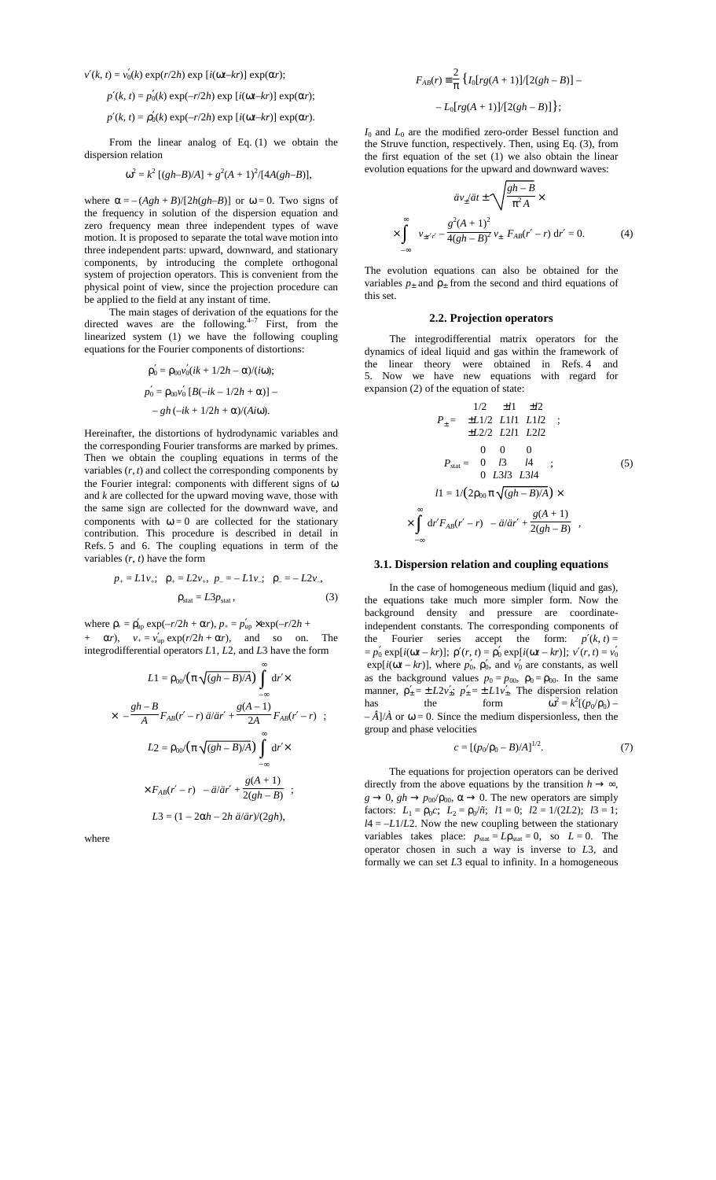$$v'(k, t) = v_0'(k) \exp(r/2h) \exp[i(\omega t - kr)] \exp(\alpha r);$$

$$p'(k, t) = p_0'(k) \exp(-r/2h) \exp[i(\omega t - kr)] \exp(\alpha r);$$

$$\rho'(k, t) = \rho_0'(k) \exp(-r/2h) \exp[i(\omega t - kr)] \exp(\alpha r).$$

From the linear analog of Eq. (1) we obtain the dispersion relation

$$\omega^2 = k^2 [(gh - B)/A] + g^2(A + 1)^2/[4A(gh - B)],$$

where $\alpha = -(Agh + B)/[2h(gh - B)]$ or $\omega = 0$. Two signs of the frequency in solution of the dispersion equation and zero frequency mean three independent types of wave motion. It is proposed to separate the total wave motion into three independent parts: upward, downward, and stationary components, by introducing the complete orthogonal system of projection operators. This is convenient from the physical point of view, since the projection procedure can be applied to the field at any instant of time.

The main stages of derivation of the equations for the directed waves are the following.[4–7] First, from the linearized system (1) we have the following coupling equations for the Fourier components of distortions:

$$\rho_0' = \rho_{00} v_0'(ik + 1/2h - \alpha)/(i\omega);$$

$$p_0' = \rho_{00} v_0' [B(-ik - 1/2h + \alpha)] -$$

$$- gh(-ik + 1/2h + \alpha)/(Ai\omega).$$

Hereinafter, the distortions of hydrodynamic variables and the corresponding Fourier transforms are marked by primes. Then we obtain the coupling equations in terms of the variables $(r, t)$ and collect the corresponding components by the Fourier integral: components with different signs of $\omega$ and $k$ are collected for the upward moving wave, those with the same sign are collected for the downward wave, and components with $\omega = 0$ are collected for the stationary contribution. This procedure is described in detail in Refs. 5 and 6. The coupling equations in term of the variables $(r, t)$ have the form

$$p_+ = L1 v_+; \quad \rho_+ = L2 v_+, \quad p_- = -L1 v_-; \quad \rho_- = -L2 v_-,$$
$$\rho_{\text{stat}} = L3 p_{\text{stat}}, \tag{3}$$

where $\rho_+ = \rho_{\text{up}}' \exp(-r/2h + \alpha r)$, $p_+ = p_{\text{up}}' \times \exp(-r/2h + \alpha r)$, $v_+ = v_{\text{up}}' \exp(r/2h + \alpha r)$, and so on. The integrodifferential operators $L1$, $L2$, and $L3$ have the form

$$L1 = \rho_{00}/\left(\pi\sqrt{(gh - B)/A}\right) \int_{-\infty}^{\infty} dr' \times$$

$$\times \left[-\frac{gh - B}{A} F_{AB}(r' - r)\, \partial/\partial r' + \frac{g(A - 1)}{2A} F_{AB}(r' - r)\right];$$

$$L2 = \rho_{00}/\left(\pi\sqrt{(gh - B)/A}\right) \int_{-\infty}^{\infty} dr' \times$$

$$\times \left[F_{AB}(r' - r)\left(-\partial/\partial r' + \frac{g(A + 1)}{2(gh - B)}\right)\right];$$

$$L3 = (1 - 2\alpha h - 2h\, \partial/\partial r)/(2gh),$$

where

$$F_{AB}(r) \equiv \frac{2}{\pi} \{ I_0[rg(A + 1)]/[2(gh - B)] -$$

$$- L_0[rg(A + 1)]/[2(gh - B)] \};$$

$I_0$ and $L_0$ are the modified zero-order Bessel function and the Struve function, respectively. Then, using Eq. (3), from the first equation of the set (1) we also obtain the linear evolution equations for the upward and downward waves:

$$\partial v_\pm/\partial t \pm \sqrt{\frac{gh - B}{\pi^2 A}} \times$$

$$\times \int_{-\infty}^{\infty} \left[v_{\pm r'r'} - \frac{g^2(A + 1)^2}{4(gh - B)^2} v_\pm\right] F_{AB}(r' - r)\, dr' = 0. \tag{4}$$

The evolution equations can also be obtained for the variables $p_\pm$ and $\rho_\pm$ from the second and third equations of this set.

### 2.2. Projection operators

The integrodifferential matrix operators for the dynamics of ideal liquid and gas within the framework of the linear theory were obtained in Refs. 4 and 5. Now we have new equations with regard for expansion (2) of the equation of state:

$$P_\pm = \begin{pmatrix} 1/2 & \pm l1 & \pm l2 \\ \pm L1/2 & L1l1 & L1l2 \\ \pm L2/2 & L2l1 & L2l2 \end{pmatrix};$$

$$P_{\text{stat}} = \begin{pmatrix} 0 & 0 & 0 \\ 0 & l3 & l4 \\ 0 & L3l3 & L3l4 \end{pmatrix}; \tag{5}$$

$$l1 = 1/\left(2\rho_{00}\pi\sqrt{(gh - B)/A}\right) \times$$

$$\times \int_{-\infty}^{\infty} dr' F_{AB}(r' - r)\left(-\partial/\partial r' + \frac{g(A + 1)}{2(gh - B)}\right),$$

### 3.1. Dispersion relation and coupling equations

In the case of homogeneous medium (liquid and gas), the equations take much more simpler form. Now the background density and pressure are coordinate-independent constants. The corresponding components of the Fourier series accept the form: $p'(k, t) = p_0' \exp[i(\omega t - kr)]$; $\rho'(r, t) = \rho_0' \exp[i(\omega t - kr)]$; $v'(r, t) = v_0' \exp[i(\omega t - kr)]$, where $p_0'$, $\rho_0'$, and $v_0'$ are constants, as well as the background values $p_0 = p_{00}$, $\rho_0 = \rho_{00}$. In the same manner, $\rho_\pm' = \pm L2 v_\pm'$; $p_\pm' = \pm L1 v_\pm'$. The dispersion relation has the form $\omega^2 = k^2[(p_0/\rho_0) - B]/A$ or $\omega = 0$. Since the medium dispersionless, then the group and phase velocities

$$c = [(p_0/\rho_0 - B)/A]^{1/2}. \tag{7}$$

The equations for projection operators can be derived directly from the above equations by the transition $h \to \infty$, $g \to 0$, $gh \to p_{00}/\rho_{00}$, $\alpha \to 0$. The new operators are simply factors: $L_1 = \rho_0 c$; $L_2 = \rho_0/c$; $l1 = 0$; $l2 = 1/(2L2)$; $l3 = 1$; $l4 = -L1/L2$. Now the new coupling between the stationary variables takes place: $p_{\text{stat}} = L\rho_{\text{stat}} = 0$, so $L = 0$. The operator chosen in such a way is inverse to $L3$, and formally we can set $L3$ equal to infinity. In a homogeneous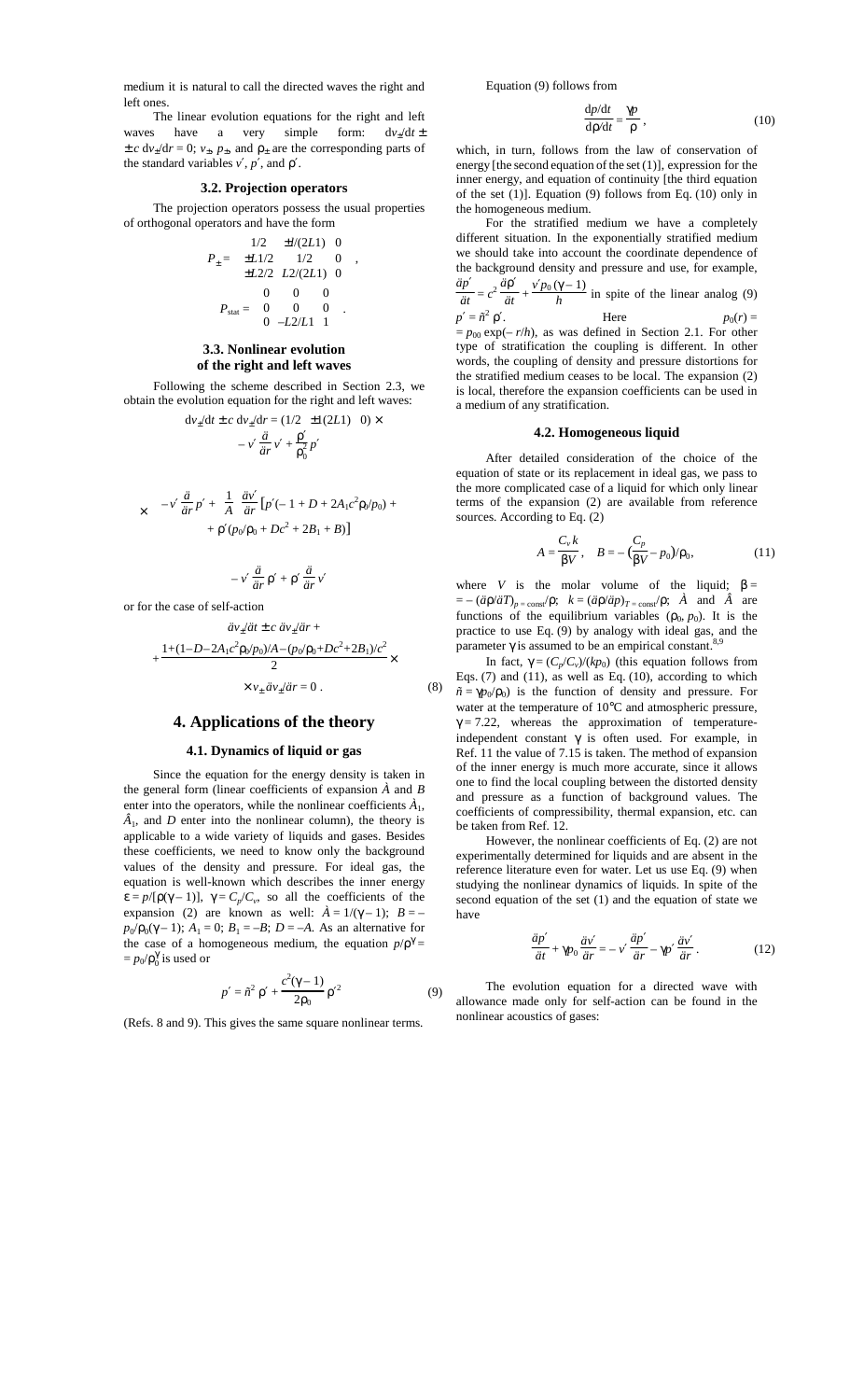medium it is natural to call the directed waves the right and left ones.

The linear evolution equations for the right and left waves have a very simple form: $dv_{\pm}/dt \pm \pm c\, dv_{\pm}/dr = 0$; $v_{\pm}$, $p_{\pm}$, and $\rho_{\pm}$ are the corresponding parts of the standard variables $v'$, $p'$, and $\rho'$.

### 3.2. Projection operators

The projection operators possess the usual properties of orthogonal operators and have the form

$$P_{\pm} = \begin{pmatrix} 1/2 & \pm 1/(2L1) & 0 \\ \pm L1/2 & 1/2 & 0 \\ \pm L2/2 & L2/(2L1) & 0 \end{pmatrix},$$

$$P_{\text{stat}} = \begin{pmatrix} 0 & 0 & 0 \\ 0 & 0 & 0 \\ 0 & -L2/L1 & 1 \end{pmatrix}.$$

### 3.3. Nonlinear evolution of the right and left waves

Following the scheme described in Section 2.3, we obtain the evolution equation for the right and left waves:

$$dv_{\pm}/dt \pm c\, dv_{\pm}/dr = (1/2 \quad \pm 1(2L1) \quad 0) \times$$

$$\times \begin{pmatrix} -v' \dfrac{\partial}{\partial r} v' + \dfrac{\rho'}{\rho_0^2} p' \\ -v' \dfrac{\partial}{\partial r} p' + \dfrac{1}{A} \dfrac{\partial v'}{\partial r}\left[p'(-1 + D + 2A_1 c^2 \rho_0/p_0) + \rho'(p_0/\rho_0 + Dc^2 + 2B_1 + B)\right] \\ -v' \dfrac{\partial}{\partial r} \rho' + \rho' \dfrac{\partial}{\partial r} v' \end{pmatrix}$$

or for the case of self-action

$$\partial v_{\pm}/\partial t \pm c\, \partial v_{\pm}/\partial r + \frac{1 + (1 - D - 2A_1 c^2 \rho_0/p_0)/A - (p_0/\rho_0 + Dc^2 + 2B_1)/c^2}{2} \times v_{\pm} \partial v_{\pm}/\partial r = 0\,. \tag{8}$$

## 4. Applications of the theory

### 4.1. Dynamics of liquid or gas

Since the equation for the energy density is taken in the general form (linear coefficients of expansion $A$ and $B$ enter into the operators, while the nonlinear coefficients $A_1$, $B_1$, and $D$ enter into the nonlinear column), the theory is applicable to a wide variety of liquids and gases. Besides these coefficients, we need to know only the background values of the density and pressure. For ideal gas, the equation is well-known which describes the inner energy $\varepsilon = p/[\rho(\gamma - 1)]$, $\gamma = C_p/C_v$, so all the coefficients of the expansion (2) are known as well: $A = 1/(\gamma - 1)$; $B = -p_0/\rho_0(\gamma - 1)$; $A_1 = 0$; $B_1 = -B$; $D = -A$. As an alternative for the case of a homogeneous medium, the equation $p/\rho^{\gamma} = p_0/\rho_0^{\gamma}$ is used or

$$p' = \tilde{n}^2 \rho' + \frac{c^2(\gamma - 1)}{2\rho_0} \rho'^2 \tag{9}$$

(Refs. 8 and 9). This gives the same square nonlinear terms.

Equation (9) follows from

$$\frac{dp/dt}{d\rho/dt} = \frac{\gamma p}{\rho}\,, \tag{10}$$

which, in turn, follows from the law of conservation of energy [the second equation of the set (1)], expression for the inner energy, and equation of continuity [the third equation of the set (1)]. Equation (9) follows from Eq. (10) only in the homogeneous medium.

For the stratified medium we have a completely different situation. In the exponentially stratified medium we should take into account the coordinate dependence of the background density and pressure and use, for example, $\dfrac{\partial p'}{\partial t} = c^2 \dfrac{\partial \rho'}{\partial t} + \dfrac{v' p_0 (\gamma - 1)}{h}$ in spite of the linear analog (9) $p' = \tilde{n}^2 \rho'$. Here $p_0(r) = p_{00} \exp(-r/h)$, as was defined in Section 2.1. For other type of stratification the coupling is different. In other words, the coupling of density and pressure distortions for the stratified medium ceases to be local. The expansion (2) is local, therefore the expansion coefficients can be used in a medium of any stratification.

### 4.2. Homogeneous liquid

After detailed consideration of the choice of the equation of state or its replacement in ideal gas, we pass to the more complicated case of a liquid for which only linear terms of the expansion (2) are available from reference sources. According to Eq. (2)

$$A = \frac{C_v k}{\beta V}, \quad B = -\left(\frac{C_p}{\beta V} - p_0\right)/\rho_0, \tag{11}$$

where $V$ is the molar volume of the liquid; $\beta = -(\partial\rho/\partial T)_{p=\text{const}}/\rho$; $k = (\partial\rho/\partial p)_{T=\text{const}}/\rho$; $A$ and $B$ are functions of the equilibrium variables $(\rho_0, p_0)$. It is the practice to use Eq. (9) by analogy with ideal gas, and the parameter $\gamma$ is assumed to be an empirical constant.[8,9]

In fact, $\gamma = (C_p/C_v)/(kp_0)$ (this equation follows from Eqs. (7) and (11), as well as Eq. (10), according to which $\tilde{n} = \gamma p_0/\rho_0$) is the function of density and pressure. For water at the temperature of 10°C and atmospheric pressure, $\gamma = 7.22$, whereas the approximation of temperature-independent constant $\gamma$ is often used. For example, in Ref. 11 the value of 7.15 is taken. The method of expansion of the inner energy is much more accurate, since it allows one to find the local coupling between the distorted density and pressure as a function of background values. The coefficients of compressibility, thermal expansion, etc. can be taken from Ref. 12.

However, the nonlinear coefficients of Eq. (2) are not experimentally determined for liquids and are absent in the reference literature even for water. Let us use Eq. (9) when studying the nonlinear dynamics of liquids. In spite of the second equation of the set (1) and the equation of state we have

$$\frac{\partial p'}{\partial t} + \gamma p_0 \frac{\partial v'}{\partial r} = -v' \frac{\partial p'}{\partial r} - \gamma p' \frac{\partial v'}{\partial r}\,. \tag{12}$$

The evolution equation for a directed wave with allowance made only for self-action can be found in the nonlinear acoustics of gases: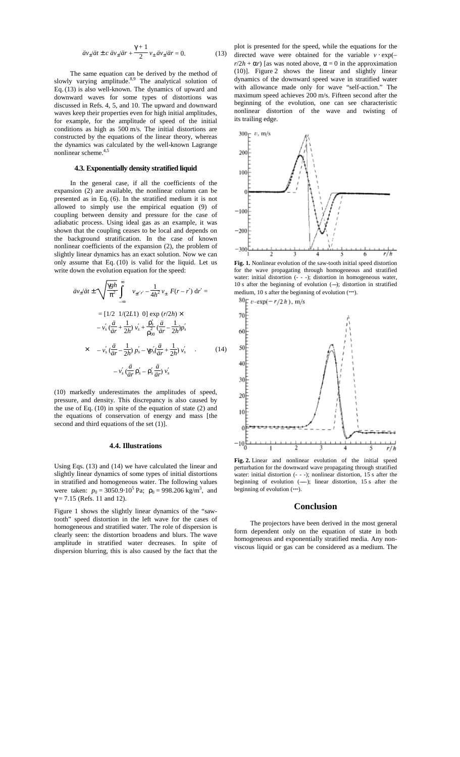$$\partial v_{\pm}/\partial t \pm c\,\partial v_{\pm}/\partial r + \frac{\gamma+1}{2} v_{\pm}\,\partial v_{\pm}/\partial r = 0. \qquad (13)$$

The same equation can be derived by the method of slowly varying amplitude.[8,9] The analytical solution of Eq. (13) is also well-known. The dynamics of upward and downward waves for some types of distortions was discussed in Refs. 4, 5, and 10. The upward and downward waves keep their properties even for high initial amplitudes, for example, for the amplitude of speed of the initial conditions as high as 500 m/s. The initial distortions are constructed by the equations of the linear theory, whereas the dynamics was calculated by the well-known Lagrange nonlinear scheme.[4,5]

### 4.3. Exponentially density stratified liquid

In the general case, if all the coefficients of the expansion (2) are available, the nonlinear column can be presented as in Eq. (6). In the stratified medium it is not allowed to simply use the empirical equation (9) of coupling between density and pressure for the case of adiabatic process. Using ideal gas as an example, it was shown that the coupling ceases to be local and depends on the background stratification. In the case of known nonlinear coefficients of the expansion (2), the problem of slightly linear dynamics has an exact solution. Now we can only assume that Eq. (10) is valid for the liquid. Let us write down the evolution equation for the speed:

$$\partial v_{\pm}/\partial t \pm \sqrt{\frac{\gamma g h}{\pi^2}} \int\limits_{-\infty}^{\infty} \left[ v_{\pm r'r'} - \frac{1}{4h^2} v_{\pm} \right] F(r-r')\, dr' =$$

$$= [1/2 \;\; 1/(2L1) \;\; 0] \exp(r/2h) \times$$

$$\times \begin{bmatrix} -v_s' \left(\frac{\partial}{\partial r} + \frac{1}{2h}\right) v_s' + \frac{\rho_s'}{\rho_{00}^2} \left(\frac{\partial}{\partial r} - \frac{1}{2h}\right) p_s' \\ -v_s' \left(\frac{\partial}{\partial r} - \frac{1}{2h}\right) p_s' - \gamma p_s' \left(\frac{\partial}{\partial r} + \frac{1}{2h}\right) v_s' \\ -v_s' \left(\frac{\partial}{\partial r} \rho_s'\right) - \rho_s' \left(\frac{\partial}{\partial r}\right) v_s' \end{bmatrix}. \qquad (14)$$

(10) markedly underestimates the amplitudes of speed, pressure, and density. This discrepancy is also caused by the use of Eq. (10) in spite of the equation of state (2) and the equations of conservation of energy and mass [the second and third equations of the set (1)].

### 4.4. Illustrations

Using Eqs. (13) and (14) we have calculated the linear and slightly linear dynamics of some types of initial distortions in stratified and homogeneous water. The following values were taken: $p_0 = 3050.9\cdot 10^5$ Pa; $\rho_0 = 998.206$ kg/m$^3$, and $\gamma = 7.15$ (Refs. 11 and 12).

Figure 1 shows the slightly linear dynamics of the "saw-tooth" speed distortion in the left wave for the cases of homogeneous and stratified water. The role of dispersion is clearly seen: the distortion broadens and blurs. The wave amplitude in stratified water decreases. In spite of dispersion blurring, this is also caused by the fact that the plot is presented for the speed, while the equations for the directed wave were obtained for the variable $v \cdot \exp(-r/2h + \alpha r)$ [as was noted above, $\alpha = 0$ in the approximation (10)]. Figure 2 shows the linear and slightly linear dynamics of the downward speed wave in stratified water with allowance made only for wave "self-action." The maximum speed achieves 200 m/s. Fifteen second after the beginning of the evolution, one can see characteristic nonlinear distortion of the wave and twisting of its trailing edge.

**Fig. 1.** Nonlinear evolution of the saw-tooth initial speed distortion for the wave propagating through homogeneous and stratified water: initial distortion (- - -); distortion in homogeneous water, 10 s after the beginning of evolution (—); distortion in stratified medium, 10 s after the beginning of evolution (•••).

**Fig. 2.** Linear and nonlinear evolution of the initial speed perturbation for the downward wave propagating through stratified water: initial distortion (- - -); nonlinear distortion, 15 s after the beginning of evolution (—); linear distortion, 15 s after the beginning of evolution (•••).

## Conclusion

The projectors have been derived in the most general form dependent only on the equation of state in both homogeneous and exponentially stratified media. Any non-viscous liquid or gas can be considered as a medium. The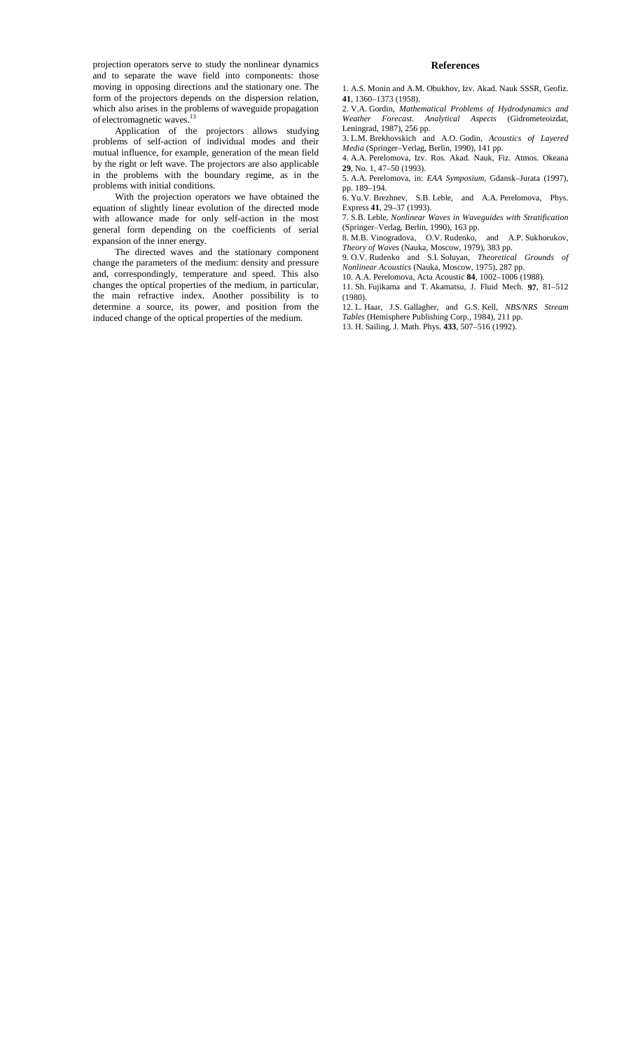projection operators serve to study the nonlinear dynamics and to separate the wave field into components: those moving in opposing directions and the stationary one. The form of the projectors depends on the dispersion relation, which also arises in the problems of waveguide propagation of electromagnetic waves.[13]

Application of the projectors allows studying problems of self-action of individual modes and their mutual influence, for example, generation of the mean field by the right or left wave. The projectors are also applicable in the problems with the boundary regime, as in the problems with initial conditions.

With the projection operators we have obtained the equation of slightly linear evolution of the directed mode with allowance made for only self-action in the most general form depending on the coefficients of serial expansion of the inner energy.

The directed waves and the stationary component change the parameters of the medium: density and pressure and, correspondingly, temperature and speed. This also changes the optical properties of the medium, in particular, the main refractive index. Another possibility is to determine a source, its power, and position from the induced change of the optical properties of the medium.

## References

1. A.S. Monin and A.M. Obukhov, Izv. Akad. Nauk SSSR, Geofiz. **41**, 1360–1373 (1958).
2. V.A. Gordin, *Mathematical Problems of Hydrodynamics and Weather Forecast. Analytical Aspects* (Gidrometeoizdat, Leningrad, 1987), 256 pp.
3. L.M. Brekhovskich and A.O. Godin, *Acoustics of Layered Media* (Springer–Verlag, Berlin, 1990), 141 pp.
4. A.A. Perelomova, Izv. Ros. Akad. Nauk, Fiz. Atmos. Okeana **29**, No. 1, 47–50 (1993).
5. A.A. Perelomova, in: *EAA Symposium*, Gdansk–Jurata (1997), pp. 189–194.
6. Yu.V. Brezhnev, S.B. Leble, and A.A. Perelomova, Phys. Express **41**, 29–37 (1993).
7. S.B. Leble, *Nonlinear Waves in Waveguides with Stratification* (Springer–Verlag, Berlin, 1990), 163 pp.
8. M.B. Vinogradova, O.V. Rudenko, and A.P. Sukhorukov, *Theory of Waves* (Nauka, Moscow, 1979), 383 pp.
9. O.V. Rudenko and S.I. Soluyan, *Theoretical Grounds of Nonlinear Acoustics* (Nauka, Moscow, 1975), 287 pp.
10. A.A. Perelomova, Acta Acoustic **84**, 1002–1006 (1988).
11. Sh. Fujikama and T. Akamatsu, J. Fluid Mech. **97**, 81–512 (1980).
12. L. Haar, J.S. Gallagher, and G.S. Kell, *NBS/NRS Stream Tables* (Hemisphere Publishing Corp., 1984), 211 pp.
13. H. Sailing, J. Math. Phys. **433**, 507–516 (1992).